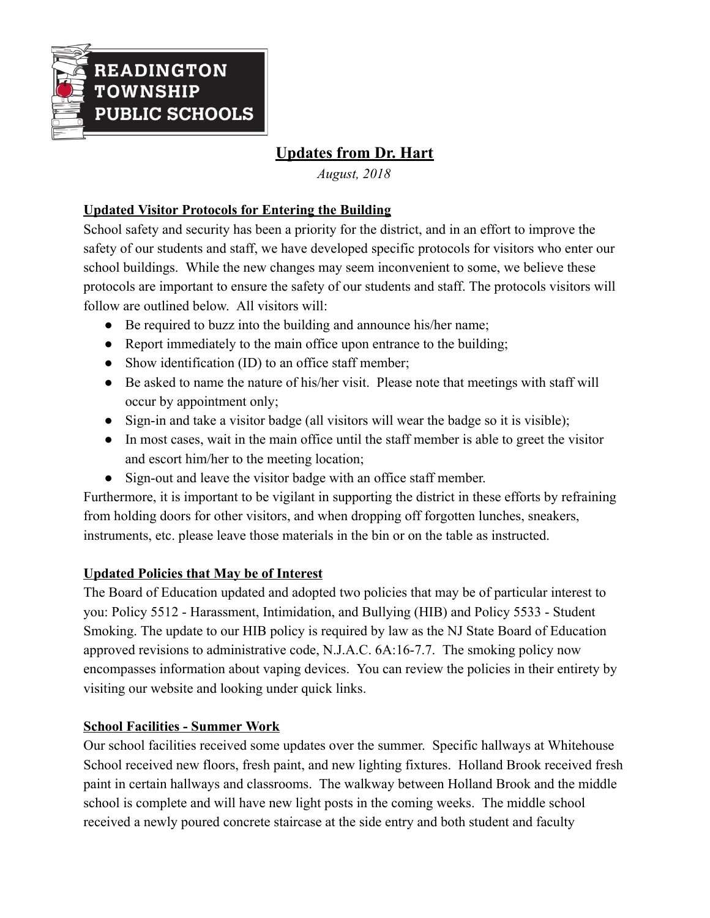**READINGTON TOWNSHIP PUBLIC SCHOOLS**

# Updates from Dr. Hart

*August, 2018*

## Updated Visitor Protocols for Entering the Building

School safety and security has been a priority for the district, and in an effort to improve the safety of our students and staff, we have developed specific protocols for visitors who enter our school buildings. While the new changes may seem inconvenient to some, we believe these protocols are important to ensure the safety of our students and staff. The protocols visitors will follow are outlined below. All visitors will:

- Be required to buzz into the building and announce his/her name;
- Report immediately to the main office upon entrance to the building;
- Show identification (ID) to an office staff member;
- Be asked to name the nature of his/her visit. Please note that meetings with staff will occur by appointment only;
- Sign-in and take a visitor badge (all visitors will wear the badge so it is visible);
- In most cases, wait in the main office until the staff member is able to greet the visitor and escort him/her to the meeting location;
- Sign-out and leave the visitor badge with an office staff member.

Furthermore, it is important to be vigilant in supporting the district in these efforts by refraining from holding doors for other visitors, and when dropping off forgotten lunches, sneakers, instruments, etc. please leave those materials in the bin or on the table as instructed.

## Updated Policies that May be of Interest

The Board of Education updated and adopted two policies that may be of particular interest to you: Policy 5512 - Harassment, Intimidation, and Bullying (HIB) and Policy 5533 - Student Smoking. The update to our HIB policy is required by law as the NJ State Board of Education approved revisions to administrative code, N.J.A.C. 6A:16-7.7. The smoking policy now encompasses information about vaping devices. You can review the policies in their entirety by visiting our website and looking under quick links.

## School Facilities - Summer Work

Our school facilities received some updates over the summer. Specific hallways at Whitehouse School received new floors, fresh paint, and new lighting fixtures. Holland Brook received fresh paint in certain hallways and classrooms. The walkway between Holland Brook and the middle school is complete and will have new light posts in the coming weeks. The middle school received a newly poured concrete staircase at the side entry and both student and faculty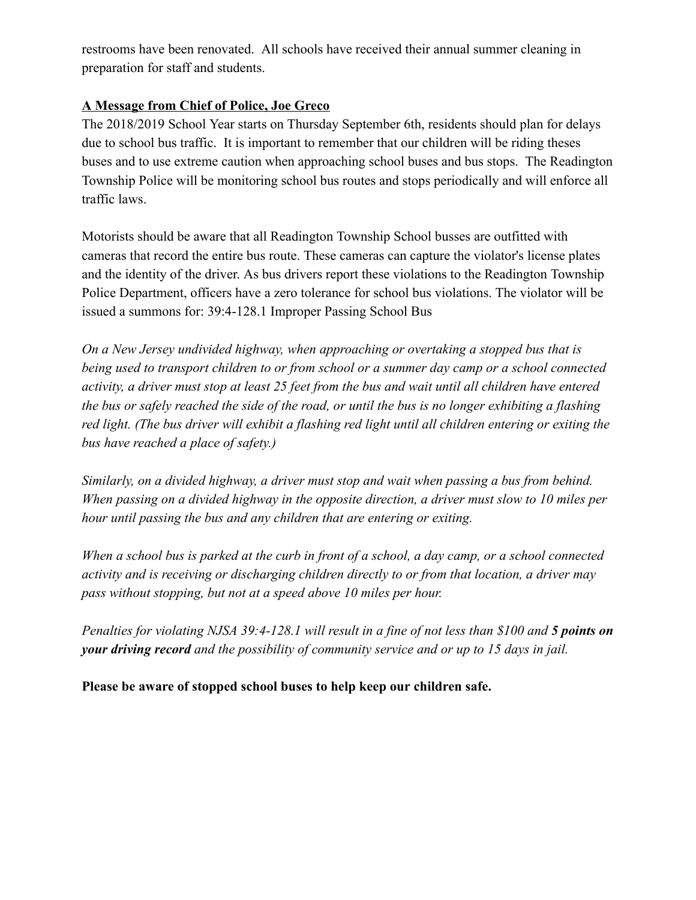restrooms have been renovated.  All schools have received their annual summer cleaning in preparation for staff and students.

## A Message from Chief of Police, Joe Greco

The 2018/2019 School Year starts on Thursday September 6th, residents should plan for delays due to school bus traffic.  It is important to remember that our children will be riding theses buses and to use extreme caution when approaching school buses and bus stops.  The Readington Township Police will be monitoring school bus routes and stops periodically and will enforce all traffic laws.

Motorists should be aware that all Readington Township School busses are outfitted with cameras that record the entire bus route. These cameras can capture the violator's license plates and the identity of the driver. As bus drivers report these violations to the Readington Township Police Department, officers have a zero tolerance for school bus violations. The violator will be issued a summons for: 39:4-128.1 Improper Passing School Bus

*On a New Jersey undivided highway, when approaching or overtaking a stopped bus that is being used to transport children to or from school or a summer day camp or a school connected activity, a driver must stop at least 25 feet from the bus and wait until all children have entered the bus or safely reached the side of the road, or until the bus is no longer exhibiting a flashing red light. (The bus driver will exhibit a flashing red light until all children entering or exiting the bus have reached a place of safety.)*

*Similarly, on a divided highway, a driver must stop and wait when passing a bus from behind. When passing on a divided highway in the opposite direction, a driver must slow to 10 miles per hour until passing the bus and any children that are entering or exiting.*

*When a school bus is parked at the curb in front of a school, a day camp, or a school connected activity and is receiving or discharging children directly to or from that location, a driver may pass without stopping, but not at a speed above 10 miles per hour.*

*Penalties for violating NJSA 39:4-128.1 will result in a fine of not less than $100 and* ***5 points on your driving record*** *and the possibility of community service and or up to 15 days in jail.*

**Please be aware of stopped school buses to help keep our children safe.**